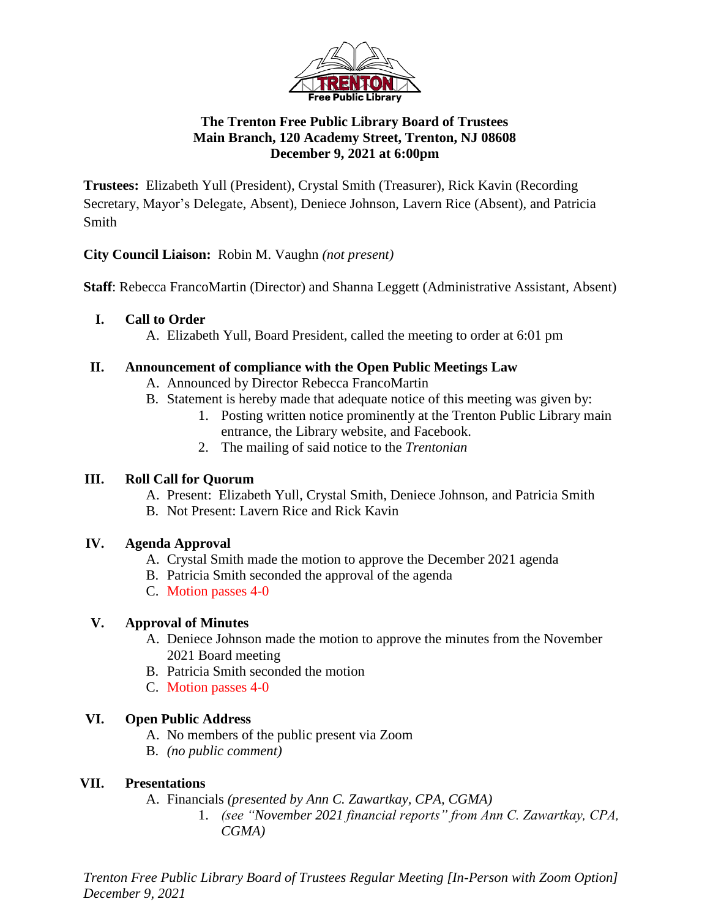**The Trenton Free Public Library Board of Trustees**
**Main Branch, 120 Academy Street, Trenton, NJ 08608**
**December 9, 2021 at 6:00pm**

**Trustees:** Elizabeth Yull (President), Crystal Smith (Treasurer), Rick Kavin (Recording Secretary, Mayor's Delegate, Absent), Deniece Johnson, Lavern Rice (Absent), and Patricia Smith

**City Council Liaison:** Robin M. Vaughn *(not present)*

**Staff**: Rebecca FrancoMartin (Director) and Shanna Leggett (Administrative Assistant, Absent)

## I. Call to Order

A. Elizabeth Yull, Board President, called the meeting to order at 6:01 pm

## II. Announcement of compliance with the Open Public Meetings Law

A. Announced by Director Rebecca FrancoMartin

B. Statement is hereby made that adequate notice of this meeting was given by:

1. Posting written notice prominently at the Trenton Public Library main entrance, the Library website, and Facebook.
2. The mailing of said notice to the *Trentonian*

## III. Roll Call for Quorum

A. Present: Elizabeth Yull, Crystal Smith, Deniece Johnson, and Patricia Smith

B. Not Present: Lavern Rice and Rick Kavin

## IV. Agenda Approval

A. Crystal Smith made the motion to approve the December 2021 agenda

B. Patricia Smith seconded the approval of the agenda

C. Motion passes 4-0

## V. Approval of Minutes

A. Deniece Johnson made the motion to approve the minutes from the November 2021 Board meeting

B. Patricia Smith seconded the motion

C. Motion passes 4-0

## VI. Open Public Address

A. No members of the public present via Zoom

B. *(no public comment)*

## VII. Presentations

A. Financials *(presented by Ann C. Zawartkay, CPA, CGMA)*

1. *(see "November 2021 financial reports" from Ann C. Zawartkay, CPA, CGMA)*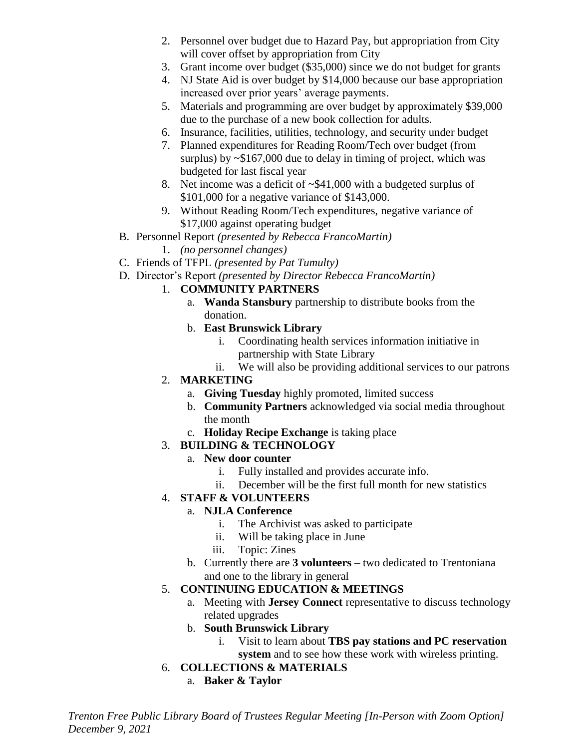2. Personnel over budget due to Hazard Pay, but appropriation from City will cover offset by appropriation from City
3. Grant income over budget ($35,000) since we do not budget for grants
4. NJ State Aid is over budget by $14,000 because our base appropriation increased over prior years' average payments.
5. Materials and programming are over budget by approximately $39,000 due to the purchase of a new book collection for adults.
6. Insurance, facilities, utilities, technology, and security under budget
7. Planned expenditures for Reading Room/Tech over budget (from surplus) by ~$167,000 due to delay in timing of project, which was budgeted for last fiscal year
8. Net income was a deficit of ~$41,000 with a budgeted surplus of $101,000 for a negative variance of $143,000.
9. Without Reading Room/Tech expenditures, negative variance of $17,000 against operating budget

B. Personnel Report *(presented by Rebecca FrancoMartin)*
   1. *(no personnel changes)*

C. Friends of TFPL *(presented by Pat Tumulty)*

D. Director's Report *(presented by Director Rebecca FrancoMartin)*
   1. **COMMUNITY PARTNERS**
      a. **Wanda Stansbury** partnership to distribute books from the donation.
      b. **East Brunswick Library**
         i. Coordinating health services information initiative in partnership with State Library
         ii. We will also be providing additional services to our patrons
   2. **MARKETING**
      a. **Giving Tuesday** highly promoted, limited success
      b. **Community Partners** acknowledged via social media throughout the month
      c. **Holiday Recipe Exchange** is taking place
   3. **BUILDING & TECHNOLOGY**
      a. **New door counter**
         i. Fully installed and provides accurate info.
         ii. December will be the first full month for new statistics
   4. **STAFF & VOLUNTEERS**
      a. **NJLA Conference**
         i. The Archivist was asked to participate
         ii. Will be taking place in June
         iii. Topic: Zines
      b. Currently there are **3 volunteers** – two dedicated to Trentoniana and one to the library in general
   5. **CONTINUING EDUCATION & MEETINGS**
      a. Meeting with **Jersey Connect** representative to discuss technology related upgrades
      b. **South Brunswick Library**
         i. Visit to learn about **TBS pay stations and PC reservation system** and to see how these work with wireless printing.
   6. **COLLECTIONS & MATERIALS**
      a. **Baker & Taylor**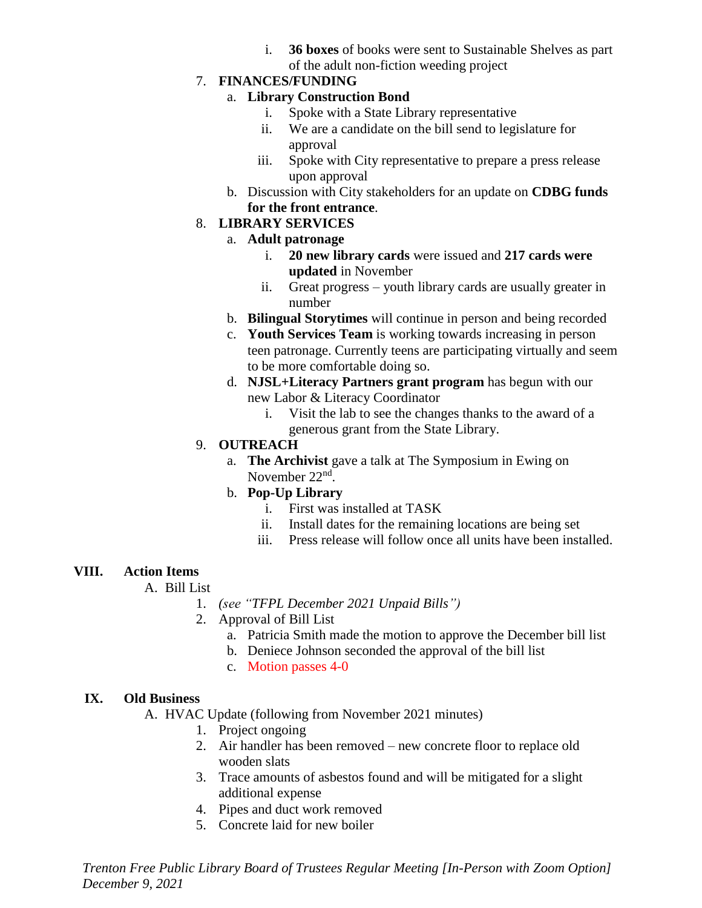i. **36 boxes** of books were sent to Sustainable Shelves as part of the adult non-fiction weeding project

7. **FINANCES/FUNDING**
   a. **Library Construction Bond**
      i. Spoke with a State Library representative
      ii. We are a candidate on the bill send to legislature for approval
      iii. Spoke with City representative to prepare a press release upon approval

   b. Discussion with City stakeholders for an update on **CDBG funds for the front entrance**.

8. **LIBRARY SERVICES**
   a. **Adult patronage**
      i. **20 new library cards** were issued and **217 cards were updated** in November
      ii. Great progress – youth library cards are usually greater in number

   b. **Bilingual Storytimes** will continue in person and being recorded
   c. **Youth Services Team** is working towards increasing in person teen patronage. Currently teens are participating virtually and seem to be more comfortable doing so.
   d. **NJSL+Literacy Partners grant program** has begun with our new Labor & Literacy Coordinator
      i. Visit the lab to see the changes thanks to the award of a generous grant from the State Library.

9. **OUTREACH**
   a. **The Archivist** gave a talk at The Symposium in Ewing on November 22nd.
   b. **Pop-Up Library**
      i. First was installed at TASK
      ii. Install dates for the remaining locations are being set
      iii. Press release will follow once all units have been installed.

## VIII. Action Items

A. Bill List

1. *(see "TFPL December 2021 Unpaid Bills")*
2. Approval of Bill List
   a. Patricia Smith made the motion to approve the December bill list
   b. Deniece Johnson seconded the approval of the bill list
   c. Motion passes 4-0

## IX. Old Business

A. HVAC Update (following from November 2021 minutes)

1. Project ongoing
2. Air handler has been removed – new concrete floor to replace old wooden slats
3. Trace amounts of asbestos found and will be mitigated for a slight additional expense
4. Pipes and duct work removed
5. Concrete laid for new boiler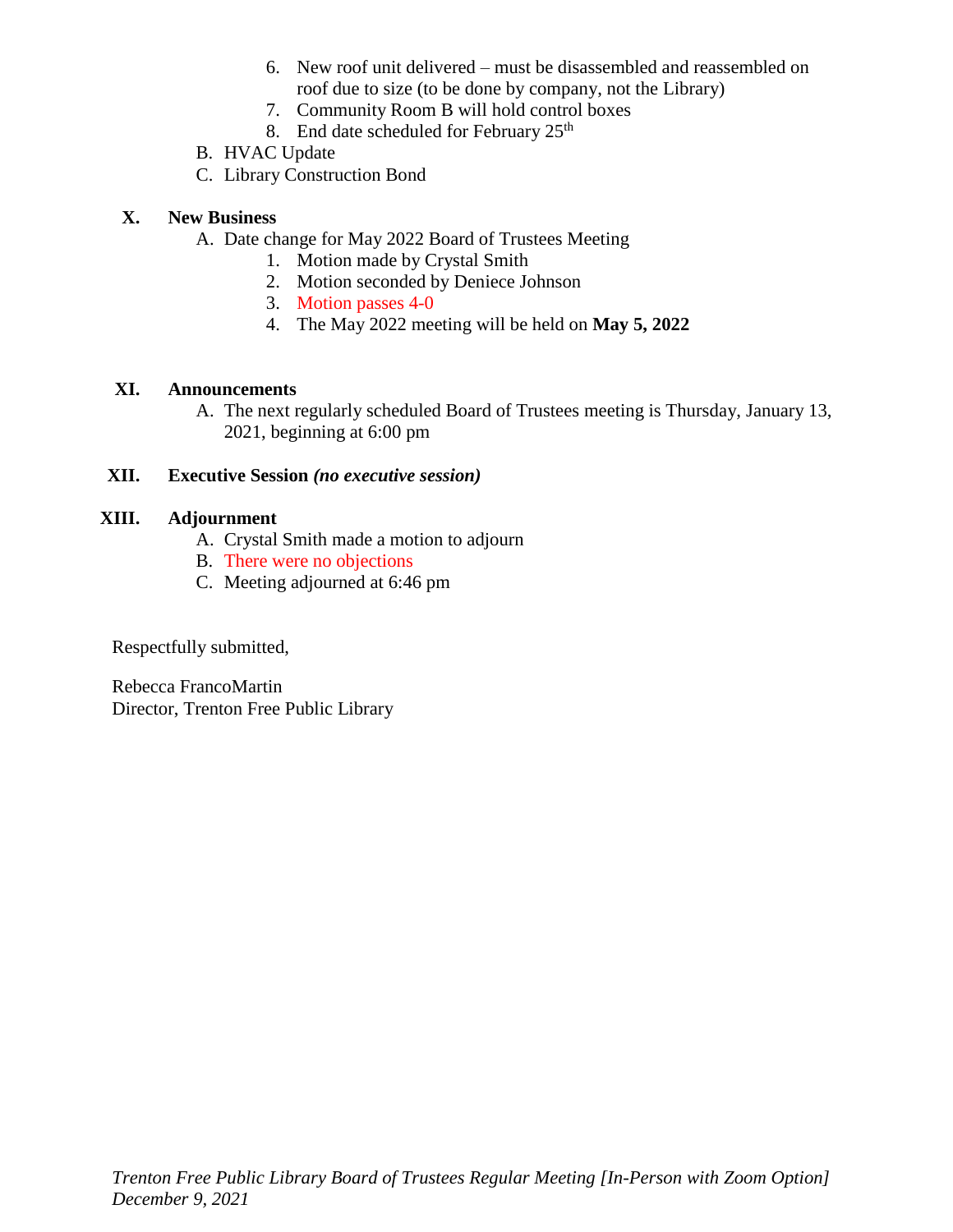6. New roof unit delivered – must be disassembled and reassembled on roof due to size (to be done by company, not the Library)
7. Community Room B will hold control boxes
8. End date scheduled for February 25th

B. HVAC Update

C. Library Construction Bond

**X. New Business**

A. Date change for May 2022 Board of Trustees Meeting
   1. Motion made by Crystal Smith
   2. Motion seconded by Deniece Johnson
   3. Motion passes 4-0
   4. The May 2022 meeting will be held on **May 5, 2022**

**XI. Announcements**

A. The next regularly scheduled Board of Trustees meeting is Thursday, January 13, 2021, beginning at 6:00 pm

**XII. Executive Session** ***(no executive session)***

**XIII. Adjournment**

A. Crystal Smith made a motion to adjourn
B. There were no objections
C. Meeting adjourned at 6:46 pm

Respectfully submitted,

Rebecca FrancoMartin
Director, Trenton Free Public Library